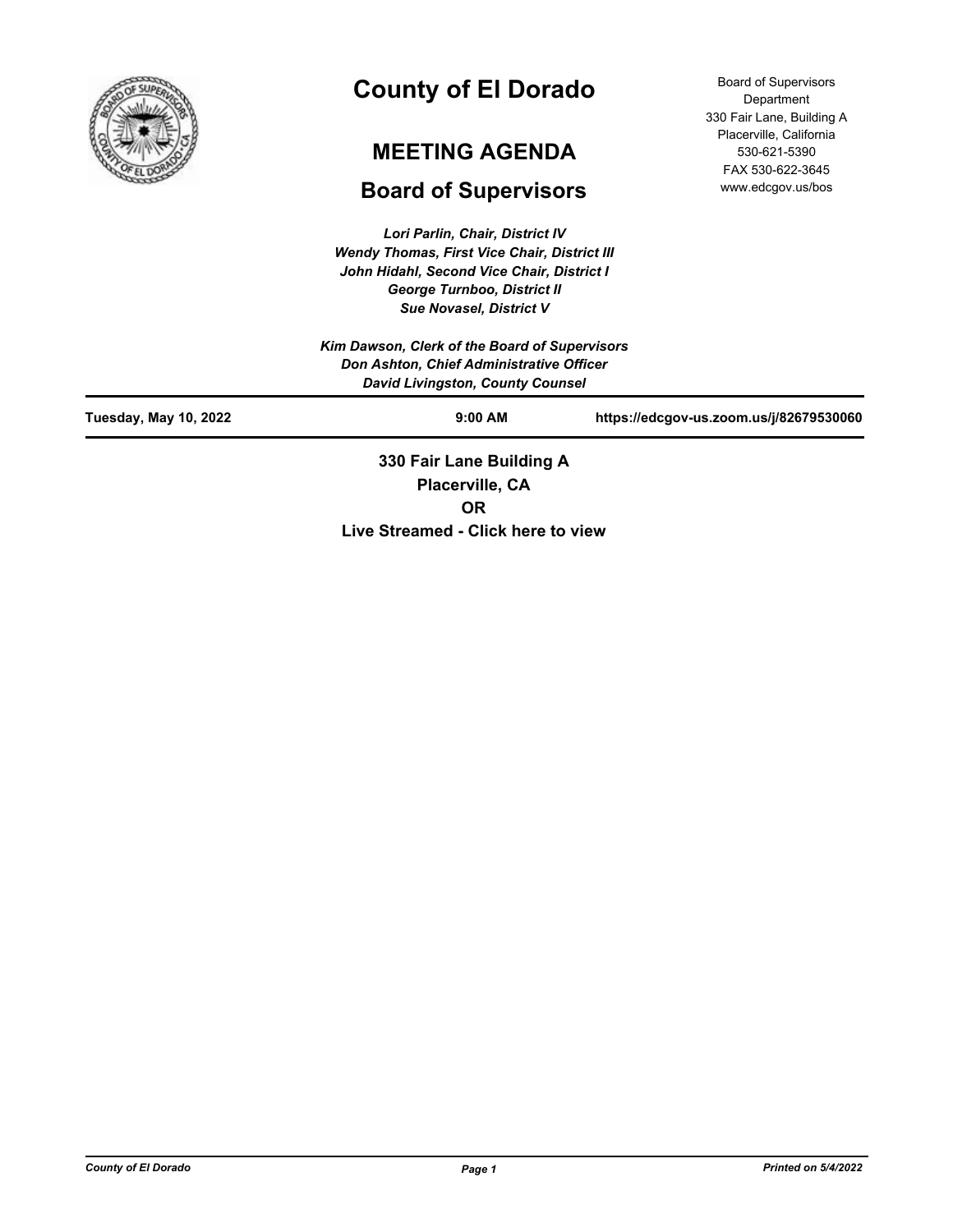# County of El Dorado

## MEETING AGENDA

## Board of Supervisors

Board of Supervisors Department
330 Fair Lane, Building A
Placerville, California
530-621-5390
FAX 530-622-3645
www.edcgov.us/bos

*Lori Parlin, Chair, District IV*
*Wendy Thomas, First Vice Chair, District III*
*John Hidahl, Second Vice Chair, District I*
*George Turnboo, District II*
*Sue Novasel, District V*

*Kim Dawson, Clerk of the Board of Supervisors*
*Don Ashton, Chief Administrative Officer*
*David Livingston, County Counsel*

**Tuesday, May 10, 2022** | **9:00 AM** | **https://edcgov-us.zoom.us/j/82679530060**

**330 Fair Lane Building A**
**Placerville, CA**
**OR**
**Live Streamed - Click here to view**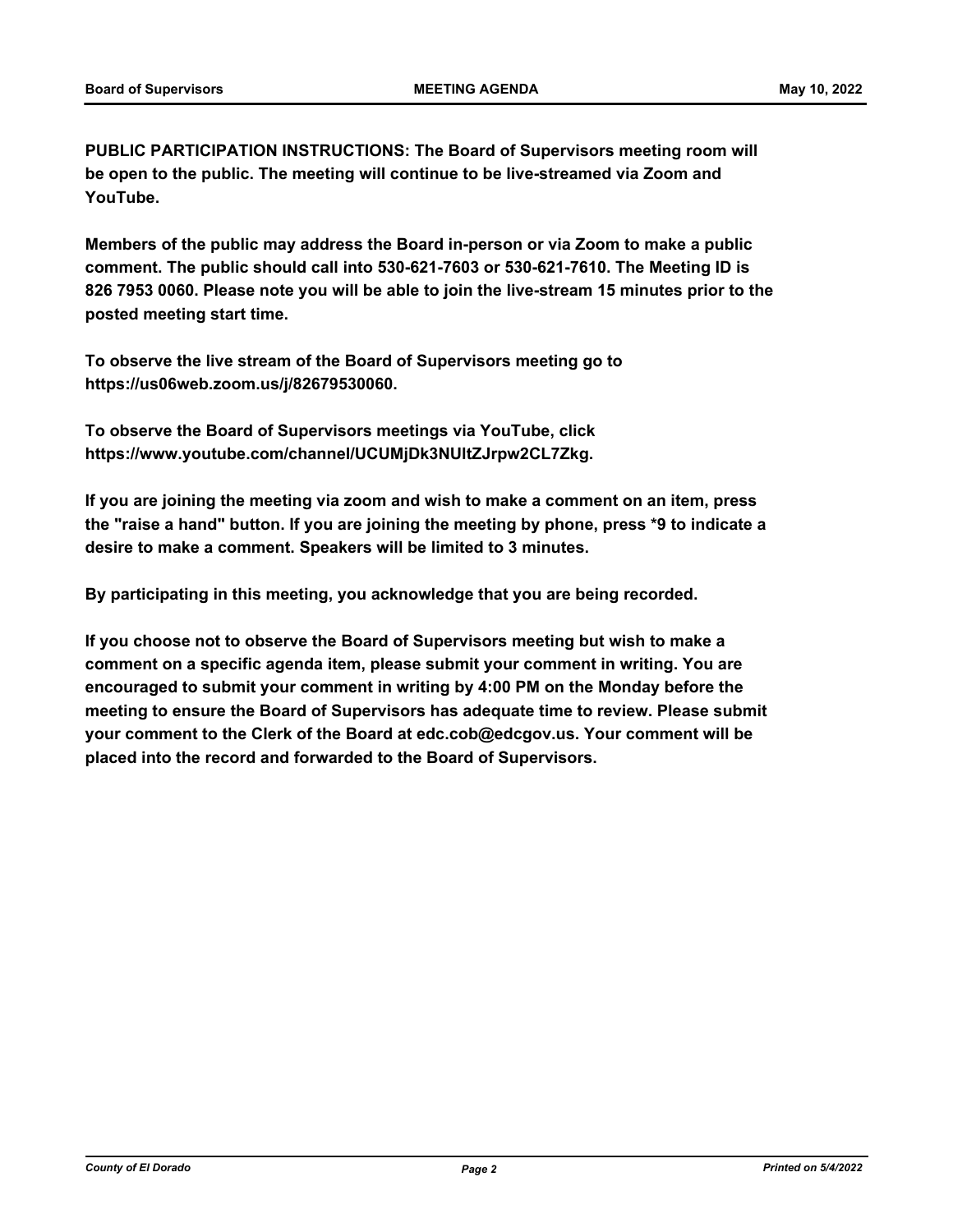**PUBLIC PARTICIPATION INSTRUCTIONS: The Board of Supervisors meeting room will be open to the public. The meeting will continue to be live-streamed via Zoom and YouTube.**

**Members of the public may address the Board in-person or via Zoom to make a public comment. The public should call into 530-621-7603 or 530-621-7610. The Meeting ID is 826 7953 0060. Please note you will be able to join the live-stream 15 minutes prior to the posted meeting start time.**

**To observe the live stream of the Board of Supervisors meeting go to https://us06web.zoom.us/j/82679530060.**

**To observe the Board of Supervisors meetings via YouTube, click https://www.youtube.com/channel/UCUMjDk3NUltZJrpw2CL7Zkg.**

**If you are joining the meeting via zoom and wish to make a comment on an item, press the "raise a hand" button. If you are joining the meeting by phone, press *9 to indicate a desire to make a comment. Speakers will be limited to 3 minutes.**

**By participating in this meeting, you acknowledge that you are being recorded.**

**If you choose not to observe the Board of Supervisors meeting but wish to make a comment on a specific agenda item, please submit your comment in writing. You are encouraged to submit your comment in writing by 4:00 PM on the Monday before the meeting to ensure the Board of Supervisors has adequate time to review. Please submit your comment to the Clerk of the Board at edc.cob@edcgov.us. Your comment will be placed into the record and forwarded to the Board of Supervisors.**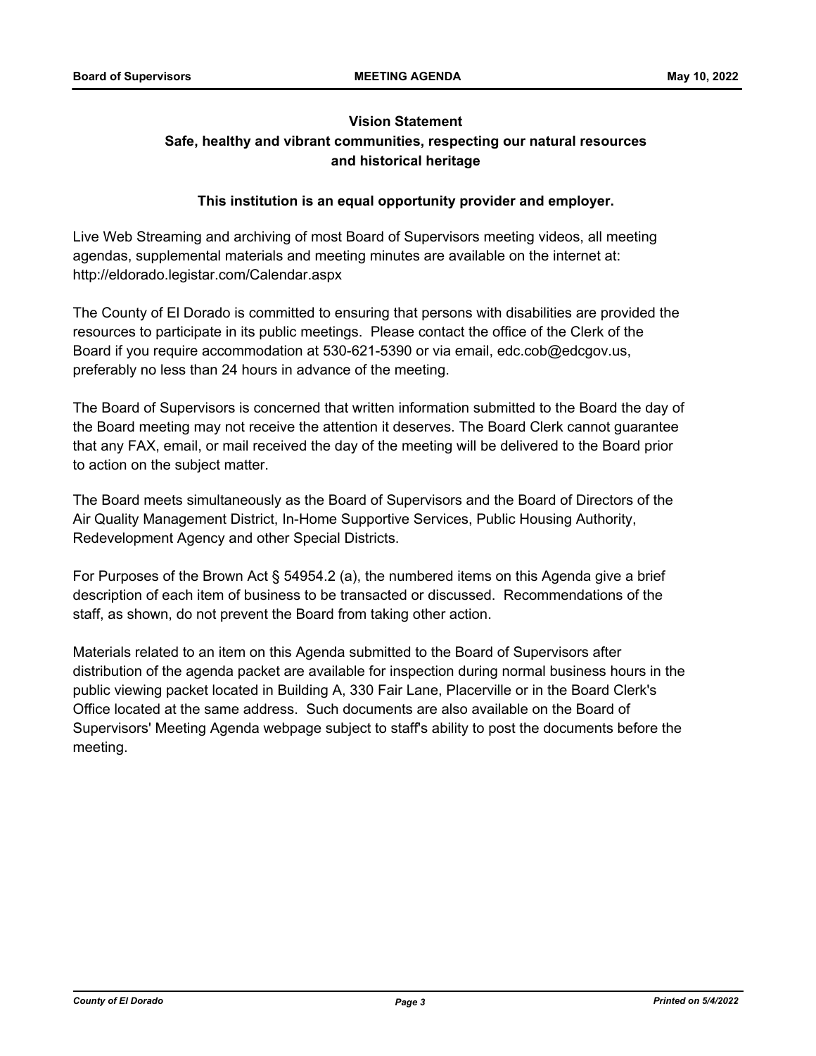**Vision Statement**

**Safe, healthy and vibrant communities, respecting our natural resources and historical heritage**

**This institution is an equal opportunity provider and employer.**

Live Web Streaming and archiving of most Board of Supervisors meeting videos, all meeting agendas, supplemental materials and meeting minutes are available on the internet at: http://eldorado.legistar.com/Calendar.aspx

The County of El Dorado is committed to ensuring that persons with disabilities are provided the resources to participate in its public meetings. Please contact the office of the Clerk of the Board if you require accommodation at 530-621-5390 or via email, edc.cob@edcgov.us, preferably no less than 24 hours in advance of the meeting.

The Board of Supervisors is concerned that written information submitted to the Board the day of the Board meeting may not receive the attention it deserves. The Board Clerk cannot guarantee that any FAX, email, or mail received the day of the meeting will be delivered to the Board prior to action on the subject matter.

The Board meets simultaneously as the Board of Supervisors and the Board of Directors of the Air Quality Management District, In-Home Supportive Services, Public Housing Authority, Redevelopment Agency and other Special Districts.

For Purposes of the Brown Act § 54954.2 (a), the numbered items on this Agenda give a brief description of each item of business to be transacted or discussed. Recommendations of the staff, as shown, do not prevent the Board from taking other action.

Materials related to an item on this Agenda submitted to the Board of Supervisors after distribution of the agenda packet are available for inspection during normal business hours in the public viewing packet located in Building A, 330 Fair Lane, Placerville or in the Board Clerk's Office located at the same address. Such documents are also available on the Board of Supervisors' Meeting Agenda webpage subject to staff's ability to post the documents before the meeting.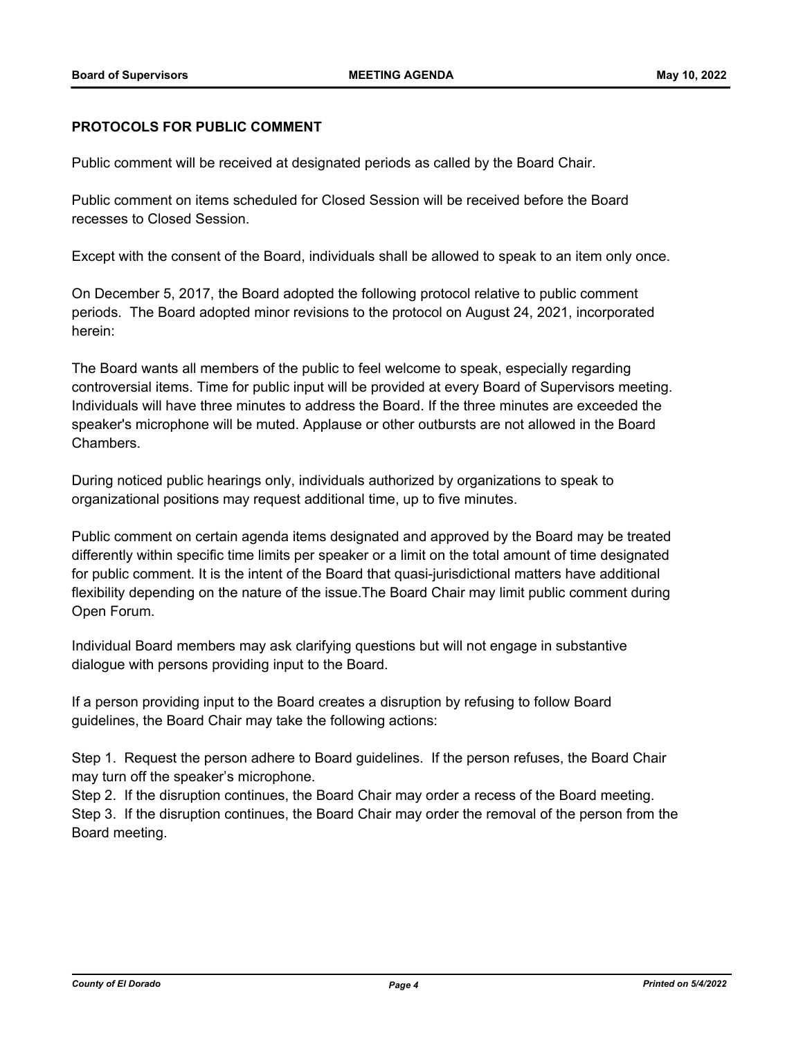**PROTOCOLS FOR PUBLIC COMMENT**

Public comment will be received at designated periods as called by the Board Chair.

Public comment on items scheduled for Closed Session will be received before the Board recesses to Closed Session.

Except with the consent of the Board, individuals shall be allowed to speak to an item only once.

On December 5, 2017, the Board adopted the following protocol relative to public comment periods. The Board adopted minor revisions to the protocol on August 24, 2021, incorporated herein:

The Board wants all members of the public to feel welcome to speak, especially regarding controversial items. Time for public input will be provided at every Board of Supervisors meeting. Individuals will have three minutes to address the Board. If the three minutes are exceeded the speaker's microphone will be muted. Applause or other outbursts are not allowed in the Board Chambers.

During noticed public hearings only, individuals authorized by organizations to speak to organizational positions may request additional time, up to five minutes.

Public comment on certain agenda items designated and approved by the Board may be treated differently within specific time limits per speaker or a limit on the total amount of time designated for public comment. It is the intent of the Board that quasi-jurisdictional matters have additional flexibility depending on the nature of the issue.The Board Chair may limit public comment during Open Forum.

Individual Board members may ask clarifying questions but will not engage in substantive dialogue with persons providing input to the Board.

If a person providing input to the Board creates a disruption by refusing to follow Board guidelines, the Board Chair may take the following actions:

Step 1. Request the person adhere to Board guidelines. If the person refuses, the Board Chair may turn off the speaker's microphone.
Step 2. If the disruption continues, the Board Chair may order a recess of the Board meeting.
Step 3. If the disruption continues, the Board Chair may order the removal of the person from the Board meeting.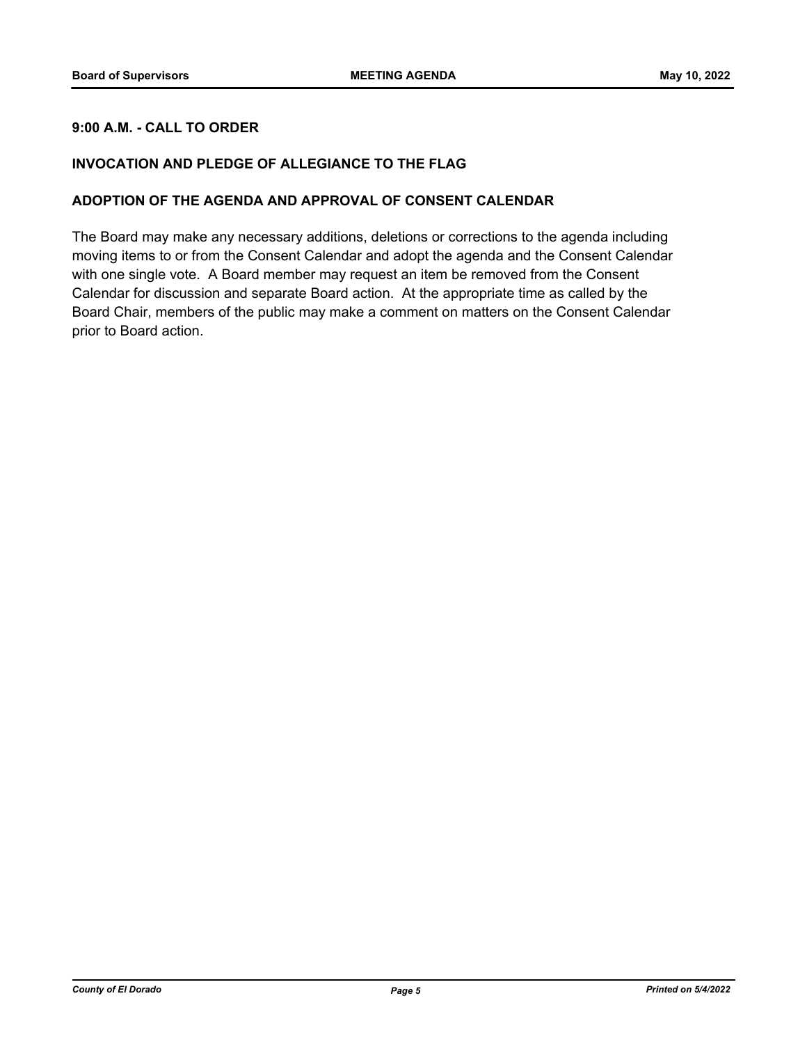**9:00 A.M. - CALL TO ORDER**

**INVOCATION AND PLEDGE OF ALLEGIANCE TO THE FLAG**

**ADOPTION OF THE AGENDA AND APPROVAL OF CONSENT CALENDAR**

The Board may make any necessary additions, deletions or corrections to the agenda including moving items to or from the Consent Calendar and adopt the agenda and the Consent Calendar with one single vote. A Board member may request an item be removed from the Consent Calendar for discussion and separate Board action. At the appropriate time as called by the Board Chair, members of the public may make a comment on matters on the Consent Calendar prior to Board action.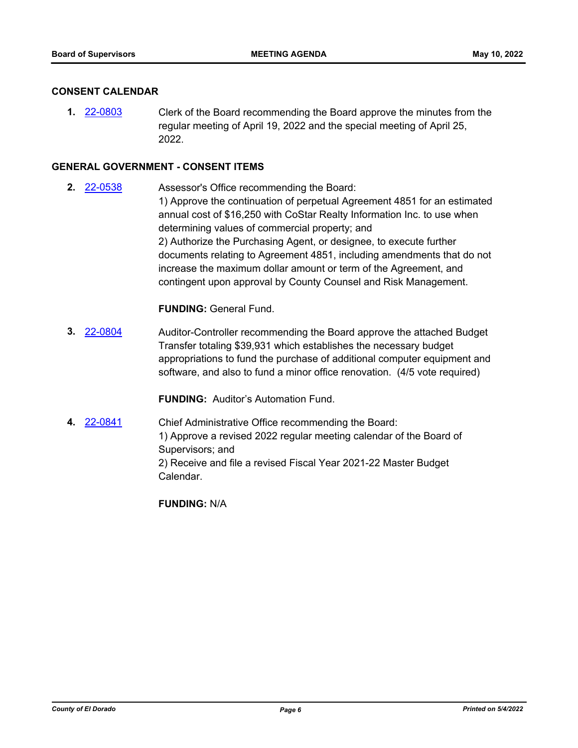## CONSENT CALENDAR

**1.** 22-0803 Clerk of the Board recommending the Board approve the minutes from the regular meeting of April 19, 2022 and the special meeting of April 25, 2022.

## GENERAL GOVERNMENT - CONSENT ITEMS

**2.** 22-0538 Assessor's Office recommending the Board:
1) Approve the continuation of perpetual Agreement 4851 for an estimated annual cost of $16,250 with CoStar Realty Information Inc. to use when determining values of commercial property; and
2) Authorize the Purchasing Agent, or designee, to execute further documents relating to Agreement 4851, including amendments that do not increase the maximum dollar amount or term of the Agreement, and contingent upon approval by County Counsel and Risk Management.

**FUNDING:** General Fund.

**3.** 22-0804 Auditor-Controller recommending the Board approve the attached Budget Transfer totaling $39,931 which establishes the necessary budget appropriations to fund the purchase of additional computer equipment and software, and also to fund a minor office renovation. (4/5 vote required)

**FUNDING:** Auditor's Automation Fund.

**4.** 22-0841 Chief Administrative Office recommending the Board:
1) Approve a revised 2022 regular meeting calendar of the Board of Supervisors; and
2) Receive and file a revised Fiscal Year 2021-22 Master Budget Calendar.

**FUNDING:** N/A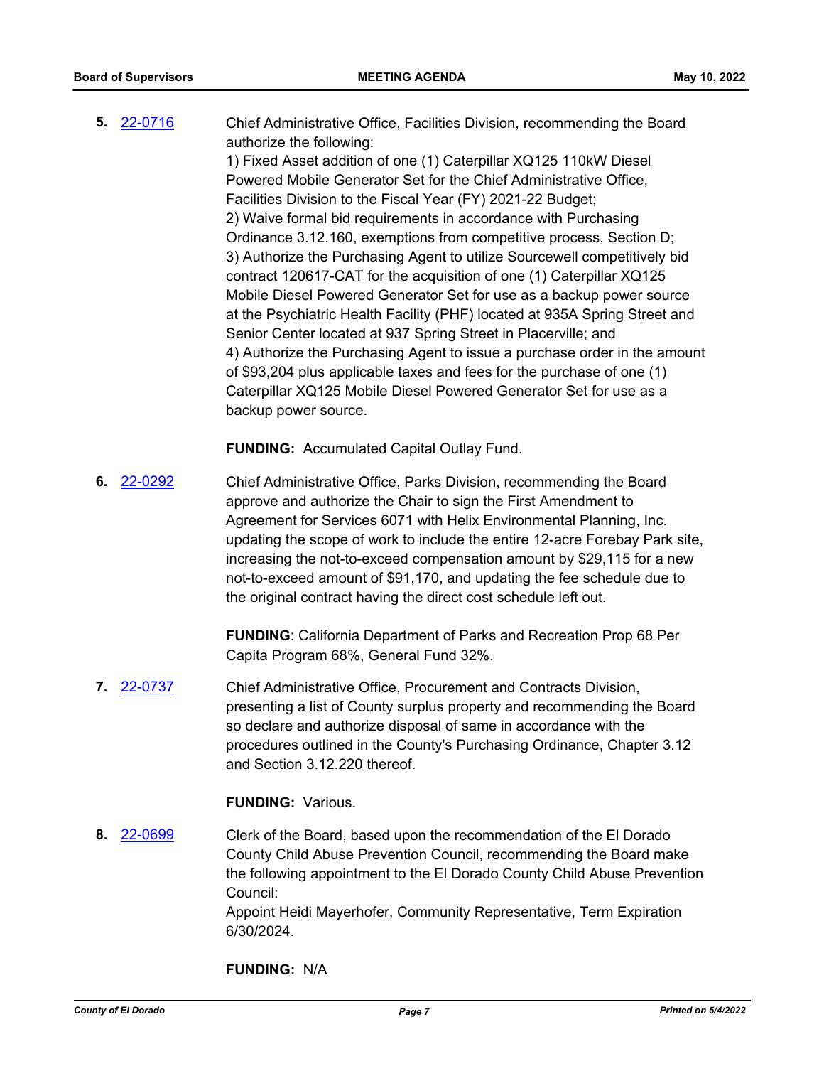**5.** 22-0716

Chief Administrative Office, Facilities Division, recommending the Board authorize the following:
1) Fixed Asset addition of one (1) Caterpillar XQ125 110kW Diesel Powered Mobile Generator Set for the Chief Administrative Office, Facilities Division to the Fiscal Year (FY) 2021-22 Budget;
2) Waive formal bid requirements in accordance with Purchasing Ordinance 3.12.160, exemptions from competitive process, Section D;
3) Authorize the Purchasing Agent to utilize Sourcewell competitively bid contract 120617-CAT for the acquisition of one (1) Caterpillar XQ125 Mobile Diesel Powered Generator Set for use as a backup power source at the Psychiatric Health Facility (PHF) located at 935A Spring Street and Senior Center located at 937 Spring Street in Placerville; and
4) Authorize the Purchasing Agent to issue a purchase order in the amount of $93,204 plus applicable taxes and fees for the purchase of one (1) Caterpillar XQ125 Mobile Diesel Powered Generator Set for use as a backup power source.

**FUNDING:** Accumulated Capital Outlay Fund.

**6.** 22-0292

Chief Administrative Office, Parks Division, recommending the Board approve and authorize the Chair to sign the First Amendment to Agreement for Services 6071 with Helix Environmental Planning, Inc. updating the scope of work to include the entire 12-acre Forebay Park site, increasing the not-to-exceed compensation amount by $29,115 for a new not-to-exceed amount of $91,170, and updating the fee schedule due to the original contract having the direct cost schedule left out.

**FUNDING**: California Department of Parks and Recreation Prop 68 Per Capita Program 68%, General Fund 32%.

**7.** 22-0737

Chief Administrative Office, Procurement and Contracts Division, presenting a list of County surplus property and recommending the Board so declare and authorize disposal of same in accordance with the procedures outlined in the County's Purchasing Ordinance, Chapter 3.12 and Section 3.12.220 thereof.

**FUNDING:** Various.

**8.** 22-0699

Clerk of the Board, based upon the recommendation of the El Dorado County Child Abuse Prevention Council, recommending the Board make the following appointment to the El Dorado County Child Abuse Prevention Council:
Appoint Heidi Mayerhofer, Community Representative, Term Expiration 6/30/2024.

**FUNDING:** N/A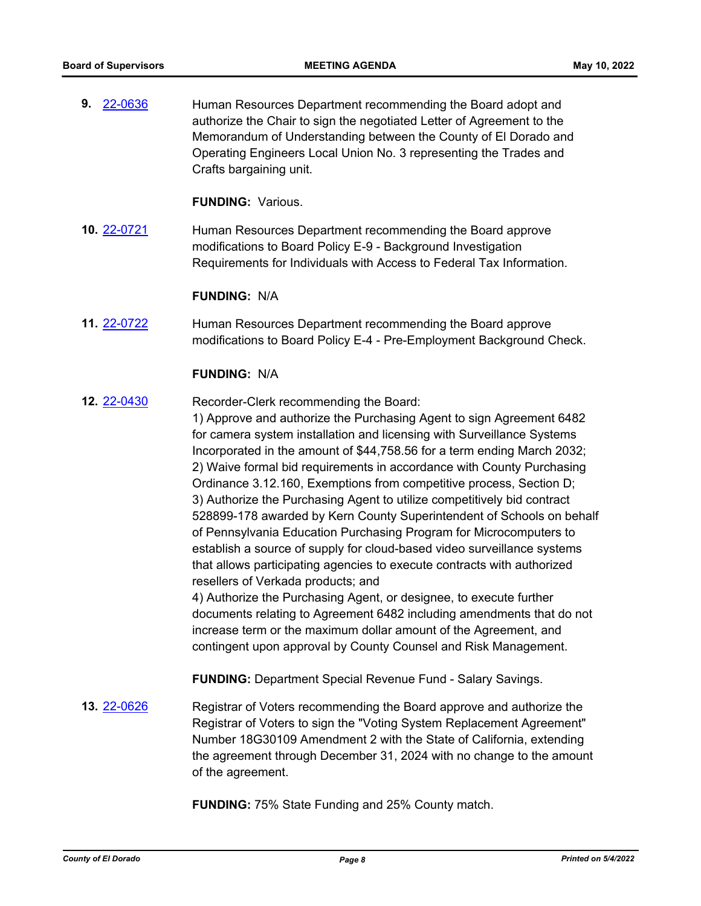**9.** 22-0636 Human Resources Department recommending the Board adopt and authorize the Chair to sign the negotiated Letter of Agreement to the Memorandum of Understanding between the County of El Dorado and Operating Engineers Local Union No. 3 representing the Trades and Crafts bargaining unit.

**FUNDING:** Various.

**10.** 22-0721 Human Resources Department recommending the Board approve modifications to Board Policy E-9 - Background Investigation Requirements for Individuals with Access to Federal Tax Information.

**FUNDING:** N/A

**11.** 22-0722 Human Resources Department recommending the Board approve modifications to Board Policy E-4 - Pre-Employment Background Check.

**FUNDING:** N/A

**12.** 22-0430 Recorder-Clerk recommending the Board:
1) Approve and authorize the Purchasing Agent to sign Agreement 6482 for camera system installation and licensing with Surveillance Systems Incorporated in the amount of $44,758.56 for a term ending March 2032;
2) Waive formal bid requirements in accordance with County Purchasing Ordinance 3.12.160, Exemptions from competitive process, Section D;
3) Authorize the Purchasing Agent to utilize competitively bid contract 528899-178 awarded by Kern County Superintendent of Schools on behalf of Pennsylvania Education Purchasing Program for Microcomputers to establish a source of supply for cloud-based video surveillance systems that allows participating agencies to execute contracts with authorized resellers of Verkada products; and
4) Authorize the Purchasing Agent, or designee, to execute further documents relating to Agreement 6482 including amendments that do not increase term or the maximum dollar amount of the Agreement, and contingent upon approval by County Counsel and Risk Management.

**FUNDING:** Department Special Revenue Fund - Salary Savings.

**13.** 22-0626 Registrar of Voters recommending the Board approve and authorize the Registrar of Voters to sign the "Voting System Replacement Agreement" Number 18G30109 Amendment 2 with the State of California, extending the agreement through December 31, 2024 with no change to the amount of the agreement.

**FUNDING:** 75% State Funding and 25% County match.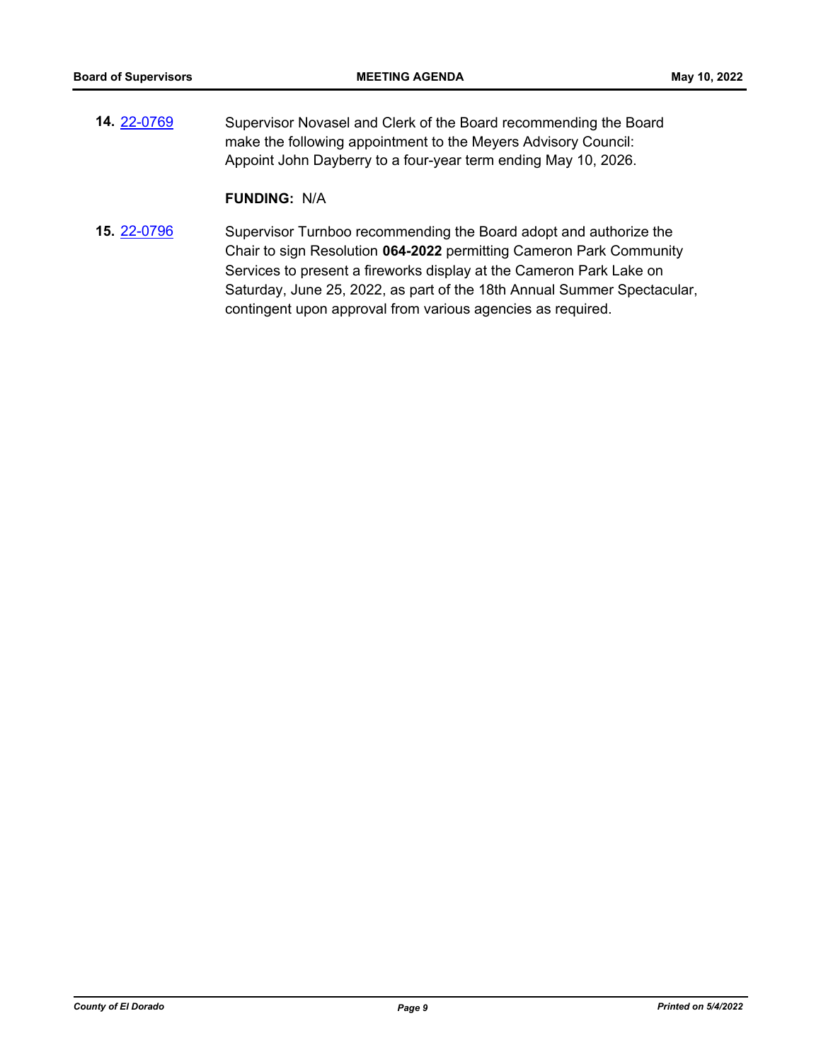**14.** [22-0769](22-0769) Supervisor Novasel and Clerk of the Board recommending the Board make the following appointment to the Meyers Advisory Council: Appoint John Dayberry to a four-year term ending May 10, 2026.

**FUNDING:** N/A

**15.** [22-0796](22-0796) Supervisor Turnboo recommending the Board adopt and authorize the Chair to sign Resolution **064-2022** permitting Cameron Park Community Services to present a fireworks display at the Cameron Park Lake on Saturday, June 25, 2022, as part of the 18th Annual Summer Spectacular, contingent upon approval from various agencies as required.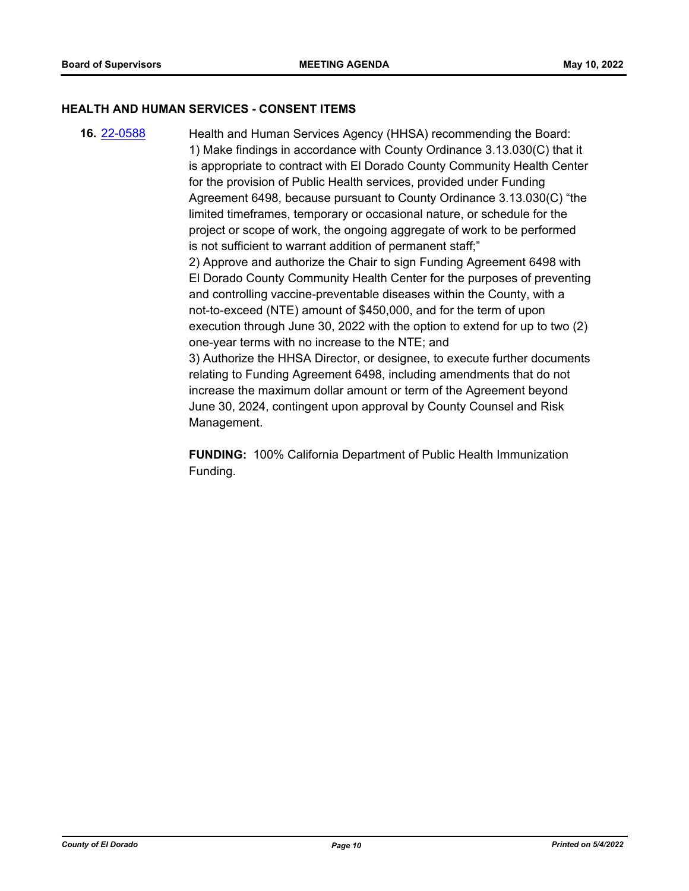## HEALTH AND HUMAN SERVICES - CONSENT ITEMS

**16.** [22-0588](22-0588) Health and Human Services Agency (HHSA) recommending the Board:

1) Make findings in accordance with County Ordinance 3.13.030(C) that it is appropriate to contract with El Dorado County Community Health Center for the provision of Public Health services, provided under Funding Agreement 6498, because pursuant to County Ordinance 3.13.030(C) "the limited timeframes, temporary or occasional nature, or schedule for the project or scope of work, the ongoing aggregate of work to be performed is not sufficient to warrant addition of permanent staff;"

2) Approve and authorize the Chair to sign Funding Agreement 6498 with El Dorado County Community Health Center for the purposes of preventing and controlling vaccine-preventable diseases within the County, with a not-to-exceed (NTE) amount of $450,000, and for the term of upon execution through June 30, 2022 with the option to extend for up to two (2) one-year terms with no increase to the NTE; and

3) Authorize the HHSA Director, or designee, to execute further documents relating to Funding Agreement 6498, including amendments that do not increase the maximum dollar amount or term of the Agreement beyond June 30, 2024, contingent upon approval by County Counsel and Risk Management.

**FUNDING:** 100% California Department of Public Health Immunization Funding.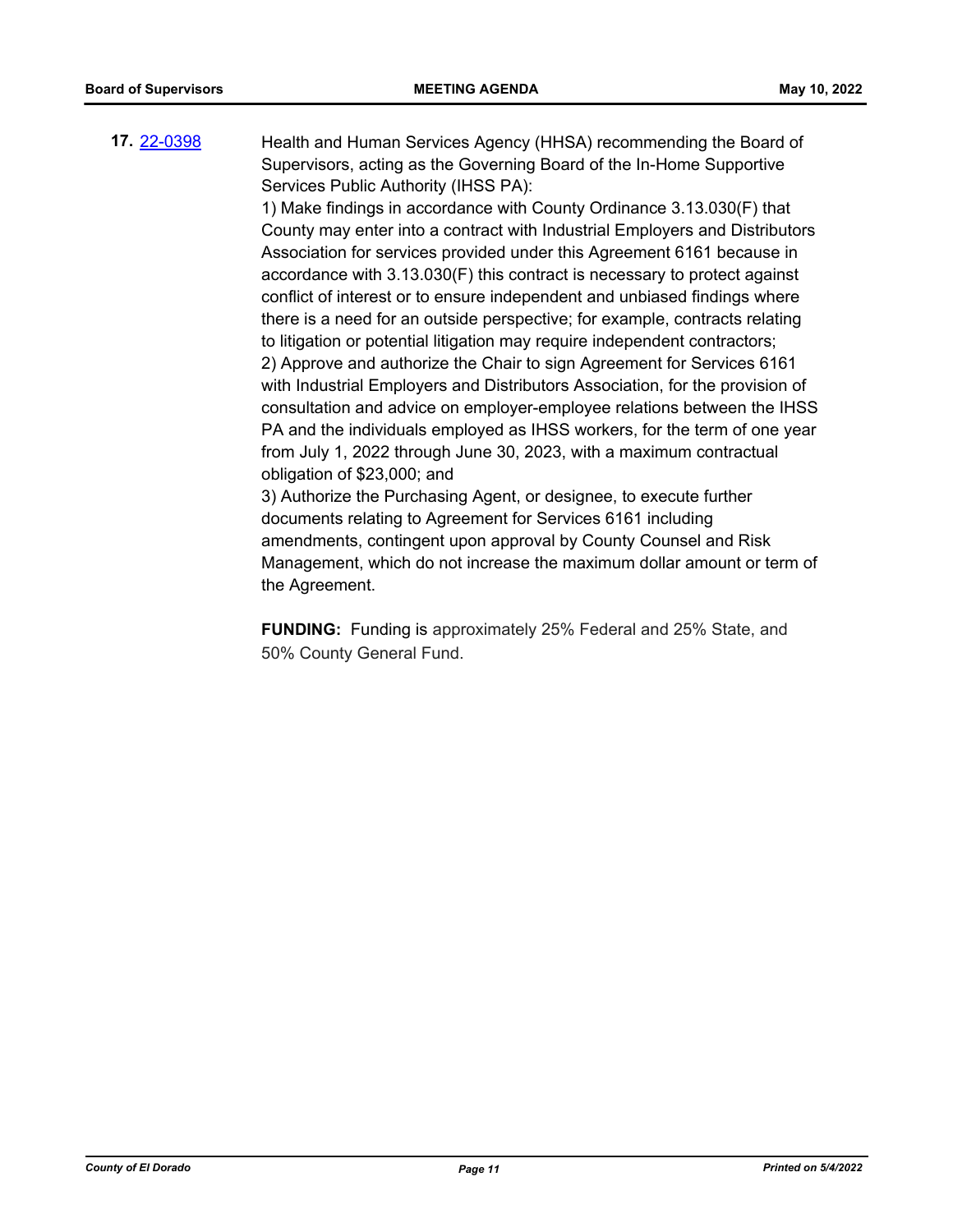**17.** [22-0398](22-0398)

Health and Human Services Agency (HHSA) recommending the Board of Supervisors, acting as the Governing Board of the In-Home Supportive Services Public Authority (IHSS PA):

1) Make findings in accordance with County Ordinance 3.13.030(F) that County may enter into a contract with Industrial Employers and Distributors Association for services provided under this Agreement 6161 because in accordance with 3.13.030(F) this contract is necessary to protect against conflict of interest or to ensure independent and unbiased findings where there is a need for an outside perspective; for example, contracts relating to litigation or potential litigation may require independent contractors;

2) Approve and authorize the Chair to sign Agreement for Services 6161 with Industrial Employers and Distributors Association, for the provision of consultation and advice on employer-employee relations between the IHSS PA and the individuals employed as IHSS workers, for the term of one year from July 1, 2022 through June 30, 2023, with a maximum contractual obligation of $23,000; and

3) Authorize the Purchasing Agent, or designee, to execute further documents relating to Agreement for Services 6161 including amendments, contingent upon approval by County Counsel and Risk Management, which do not increase the maximum dollar amount or term of the Agreement.

**FUNDING:** Funding is approximately 25% Federal and 25% State, and 50% County General Fund.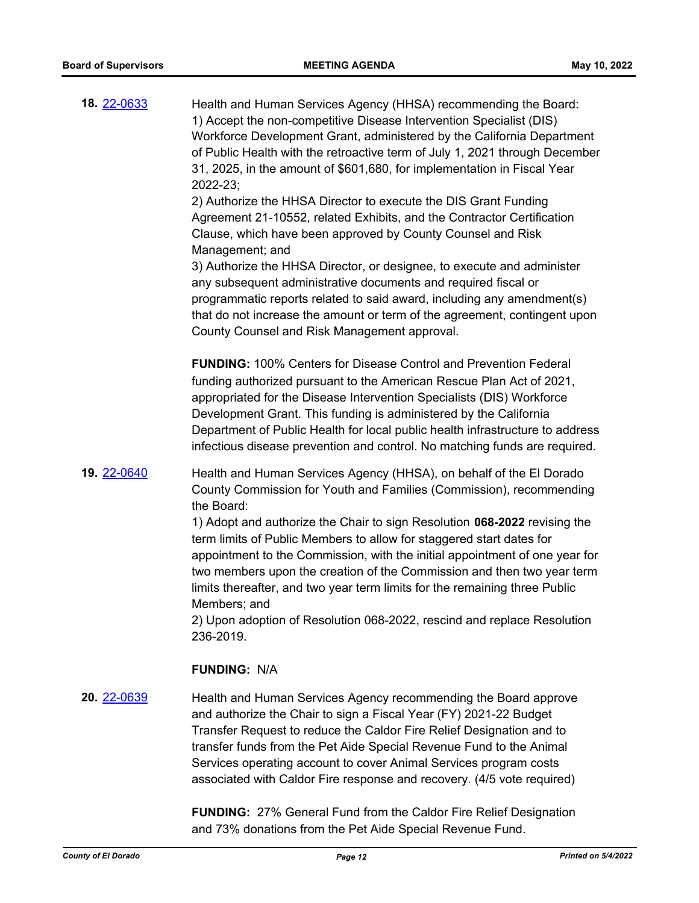**18.** 22-0633

Health and Human Services Agency (HHSA) recommending the Board:
1) Accept the non-competitive Disease Intervention Specialist (DIS) Workforce Development Grant, administered by the California Department of Public Health with the retroactive term of July 1, 2021 through December 31, 2025, in the amount of $601,680, for implementation in Fiscal Year 2022-23;
2) Authorize the HHSA Director to execute the DIS Grant Funding Agreement 21-10552, related Exhibits, and the Contractor Certification Clause, which have been approved by County Counsel and Risk Management; and
3) Authorize the HHSA Director, or designee, to execute and administer any subsequent administrative documents and required fiscal or programmatic reports related to said award, including any amendment(s) that do not increase the amount or term of the agreement, contingent upon County Counsel and Risk Management approval.

**FUNDING:** 100% Centers for Disease Control and Prevention Federal funding authorized pursuant to the American Rescue Plan Act of 2021, appropriated for the Disease Intervention Specialists (DIS) Workforce Development Grant. This funding is administered by the California Department of Public Health for local public health infrastructure to address infectious disease prevention and control. No matching funds are required.

**19.** 22-0640

Health and Human Services Agency (HHSA), on behalf of the El Dorado County Commission for Youth and Families (Commission), recommending the Board:
1) Adopt and authorize the Chair to sign Resolution **068-2022** revising the term limits of Public Members to allow for staggered start dates for appointment to the Commission, with the initial appointment of one year for two members upon the creation of the Commission and then two year term limits thereafter, and two year term limits for the remaining three Public Members; and
2) Upon adoption of Resolution 068-2022, rescind and replace Resolution 236-2019.

**FUNDING:** N/A

**20.** 22-0639

Health and Human Services Agency recommending the Board approve and authorize the Chair to sign a Fiscal Year (FY) 2021-22 Budget Transfer Request to reduce the Caldor Fire Relief Designation and to transfer funds from the Pet Aide Special Revenue Fund to the Animal Services operating account to cover Animal Services program costs associated with Caldor Fire response and recovery. (4/5 vote required)

**FUNDING:** 27% General Fund from the Caldor Fire Relief Designation and 73% donations from the Pet Aide Special Revenue Fund.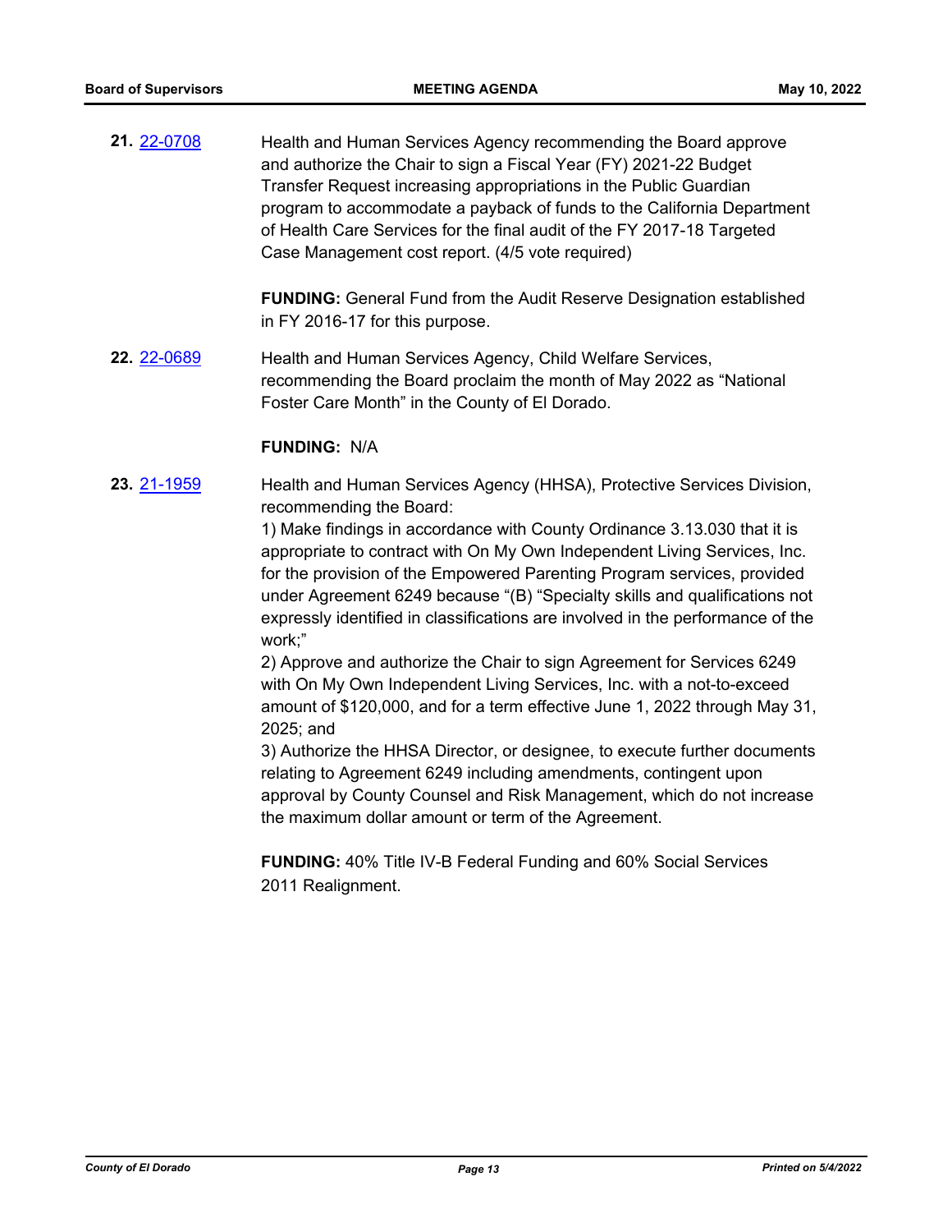**21.** [22-0708](22-0708)

Health and Human Services Agency recommending the Board approve and authorize the Chair to sign a Fiscal Year (FY) 2021-22 Budget Transfer Request increasing appropriations in the Public Guardian program to accommodate a payback of funds to the California Department of Health Care Services for the final audit of the FY 2017-18 Targeted Case Management cost report. (4/5 vote required)

**FUNDING:** General Fund from the Audit Reserve Designation established in FY 2016-17 for this purpose.

**22.** [22-0689](22-0689)

Health and Human Services Agency, Child Welfare Services, recommending the Board proclaim the month of May 2022 as "National Foster Care Month" in the County of El Dorado.

**FUNDING:** N/A

**23.** [21-1959](21-1959)

Health and Human Services Agency (HHSA), Protective Services Division, recommending the Board:

1) Make findings in accordance with County Ordinance 3.13.030 that it is appropriate to contract with On My Own Independent Living Services, Inc. for the provision of the Empowered Parenting Program services, provided under Agreement 6249 because "(B) "Specialty skills and qualifications not expressly identified in classifications are involved in the performance of the work;"

2) Approve and authorize the Chair to sign Agreement for Services 6249 with On My Own Independent Living Services, Inc. with a not-to-exceed amount of $120,000, and for a term effective June 1, 2022 through May 31, 2025; and

3) Authorize the HHSA Director, or designee, to execute further documents relating to Agreement 6249 including amendments, contingent upon approval by County Counsel and Risk Management, which do not increase the maximum dollar amount or term of the Agreement.

**FUNDING:** 40% Title IV-B Federal Funding and 60% Social Services 2011 Realignment.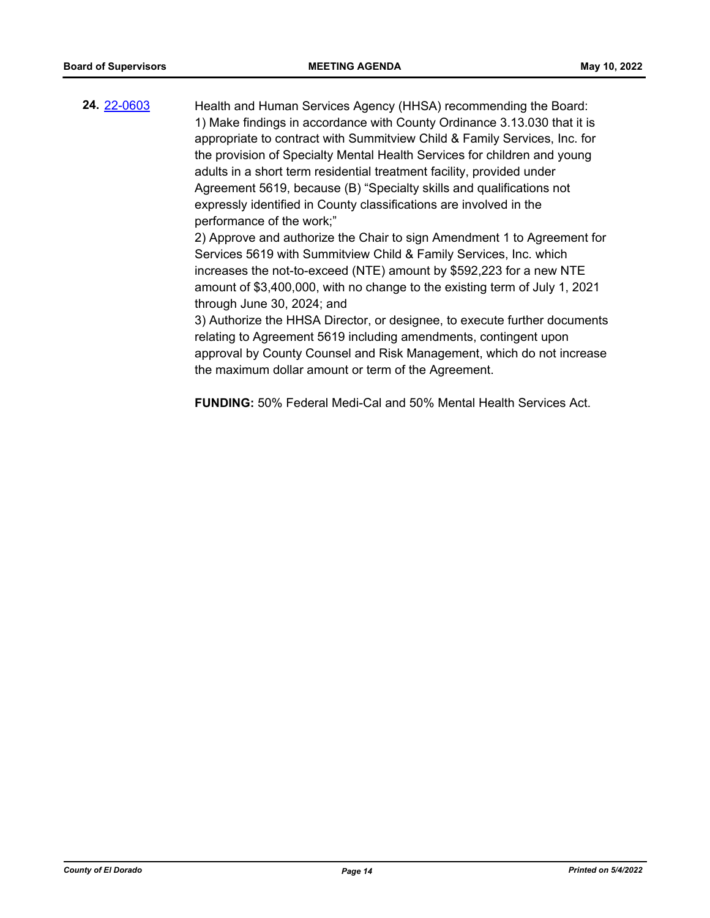**24.** [22-0603](22-0603)

Health and Human Services Agency (HHSA) recommending the Board:

1) Make findings in accordance with County Ordinance 3.13.030 that it is appropriate to contract with Summitview Child & Family Services, Inc. for the provision of Specialty Mental Health Services for children and young adults in a short term residential treatment facility, provided under Agreement 5619, because (B) "Specialty skills and qualifications not expressly identified in County classifications are involved in the performance of the work;"

2) Approve and authorize the Chair to sign Amendment 1 to Agreement for Services 5619 with Summitview Child & Family Services, Inc. which increases the not-to-exceed (NTE) amount by $592,223 for a new NTE amount of $3,400,000, with no change to the existing term of July 1, 2021 through June 30, 2024; and

3) Authorize the HHSA Director, or designee, to execute further documents relating to Agreement 5619 including amendments, contingent upon approval by County Counsel and Risk Management, which do not increase the maximum dollar amount or term of the Agreement.

**FUNDING:** 50% Federal Medi-Cal and 50% Mental Health Services Act.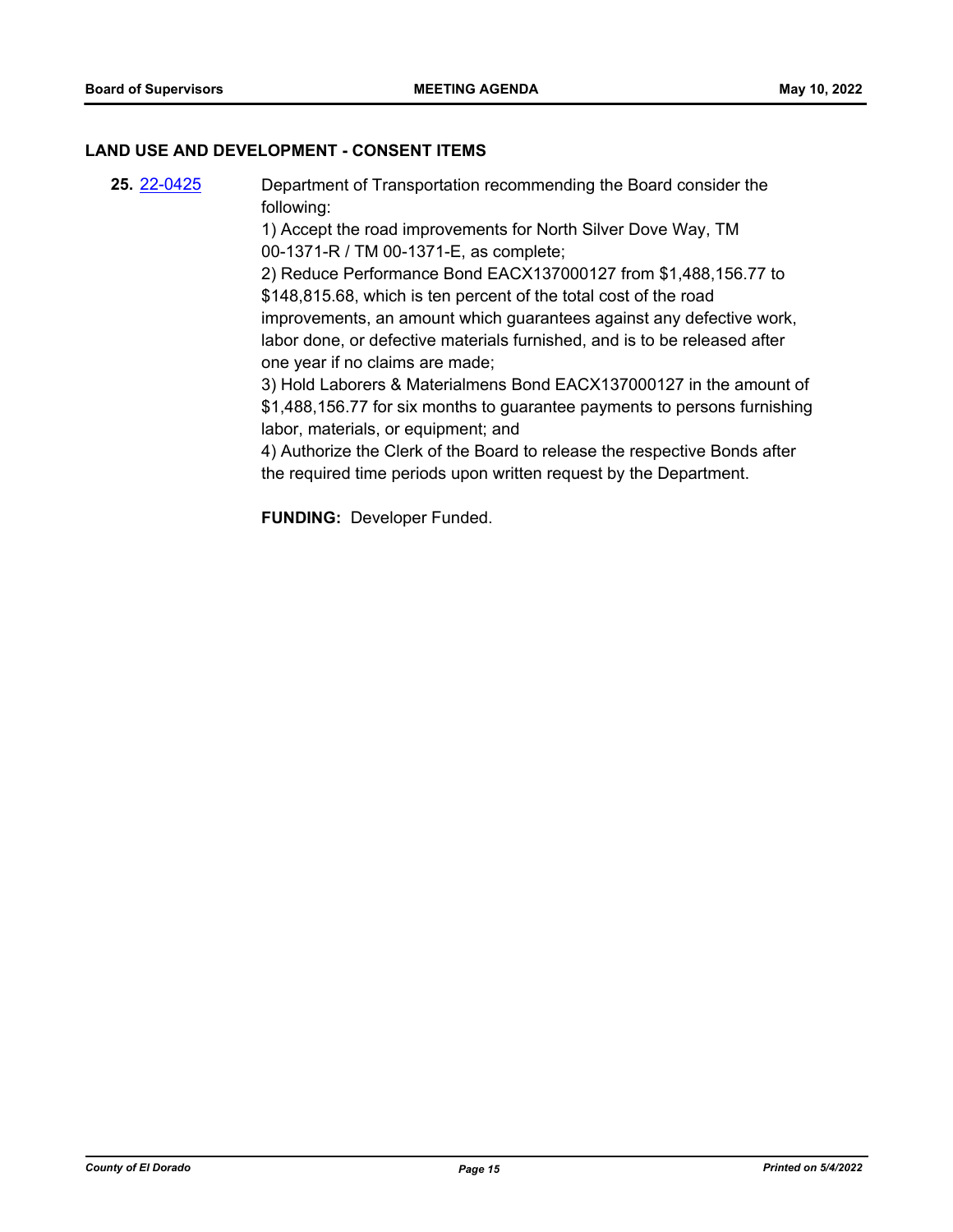## LAND USE AND DEVELOPMENT - CONSENT ITEMS

**25.** 22-0425

Department of Transportation recommending the Board consider the following:
1) Accept the road improvements for North Silver Dove Way, TM 00-1371-R / TM 00-1371-E, as complete;
2) Reduce Performance Bond EACX137000127 from $1,488,156.77 to $148,815.68, which is ten percent of the total cost of the road improvements, an amount which guarantees against any defective work, labor done, or defective materials furnished, and is to be released after one year if no claims are made;
3) Hold Laborers & Materialmens Bond EACX137000127 in the amount of $1,488,156.77 for six months to guarantee payments to persons furnishing labor, materials, or equipment; and
4) Authorize the Clerk of the Board to release the respective Bonds after the required time periods upon written request by the Department.

**FUNDING:** Developer Funded.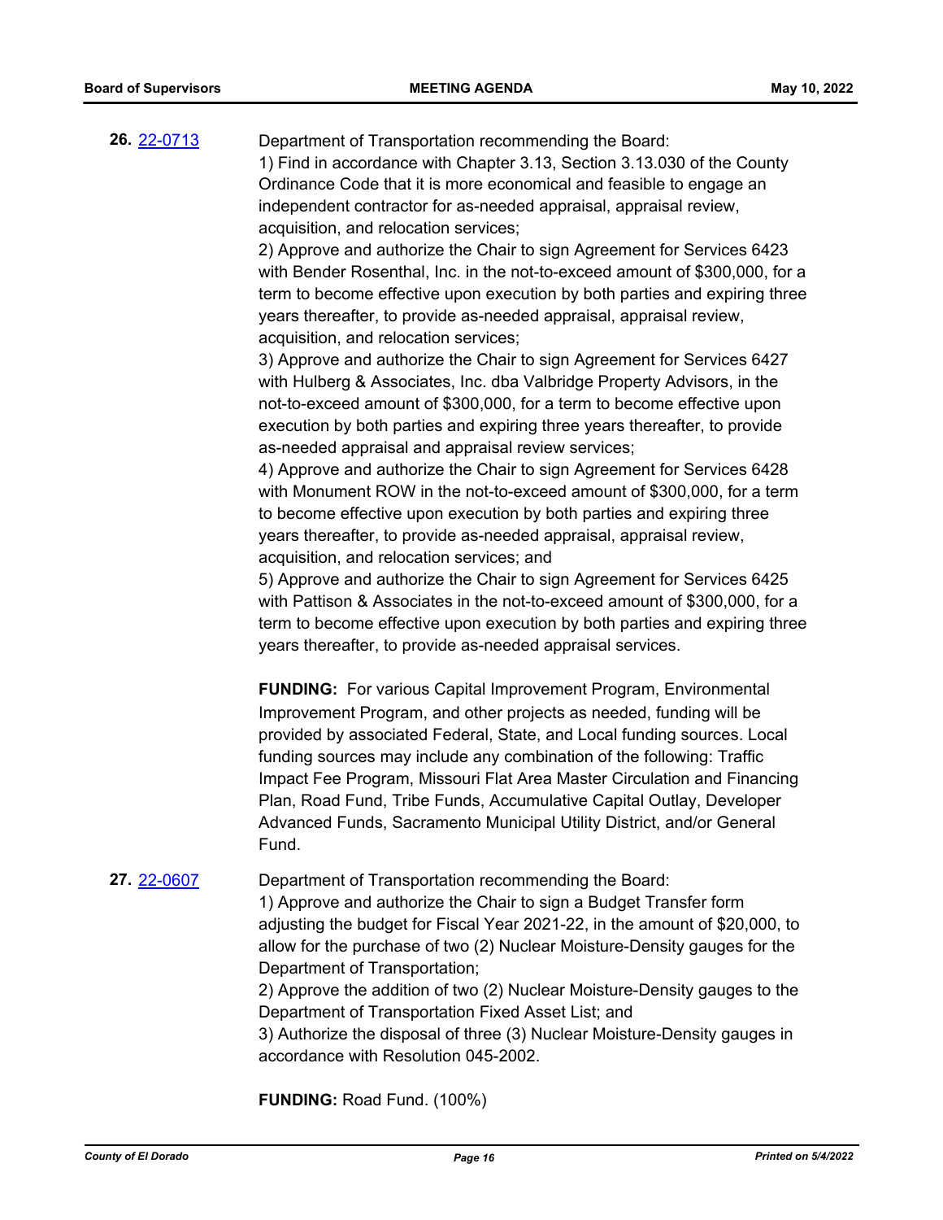**26.** [22-0713](22-0713)

Department of Transportation recommending the Board:

1) Find in accordance with Chapter 3.13, Section 3.13.030 of the County Ordinance Code that it is more economical and feasible to engage an independent contractor for as-needed appraisal, appraisal review, acquisition, and relocation services;

2) Approve and authorize the Chair to sign Agreement for Services 6423 with Bender Rosenthal, Inc. in the not-to-exceed amount of $300,000, for a term to become effective upon execution by both parties and expiring three years thereafter, to provide as-needed appraisal, appraisal review, acquisition, and relocation services;

3) Approve and authorize the Chair to sign Agreement for Services 6427 with Hulberg & Associates, Inc. dba Valbridge Property Advisors, in the not-to-exceed amount of $300,000, for a term to become effective upon execution by both parties and expiring three years thereafter, to provide as-needed appraisal and appraisal review services;

4) Approve and authorize the Chair to sign Agreement for Services 6428 with Monument ROW in the not-to-exceed amount of $300,000, for a term to become effective upon execution by both parties and expiring three years thereafter, to provide as-needed appraisal, appraisal review, acquisition, and relocation services; and

5) Approve and authorize the Chair to sign Agreement for Services 6425 with Pattison & Associates in the not-to-exceed amount of $300,000, for a term to become effective upon execution by both parties and expiring three years thereafter, to provide as-needed appraisal services.

**FUNDING:** For various Capital Improvement Program, Environmental Improvement Program, and other projects as needed, funding will be provided by associated Federal, State, and Local funding sources. Local funding sources may include any combination of the following: Traffic Impact Fee Program, Missouri Flat Area Master Circulation and Financing Plan, Road Fund, Tribe Funds, Accumulative Capital Outlay, Developer Advanced Funds, Sacramento Municipal Utility District, and/or General Fund.

**27.** [22-0607](22-0607)

Department of Transportation recommending the Board:

1) Approve and authorize the Chair to sign a Budget Transfer form adjusting the budget for Fiscal Year 2021-22, in the amount of $20,000, to allow for the purchase of two (2) Nuclear Moisture-Density gauges for the Department of Transportation;

2) Approve the addition of two (2) Nuclear Moisture-Density gauges to the Department of Transportation Fixed Asset List; and

3) Authorize the disposal of three (3) Nuclear Moisture-Density gauges in accordance with Resolution 045-2002.

**FUNDING:** Road Fund. (100%)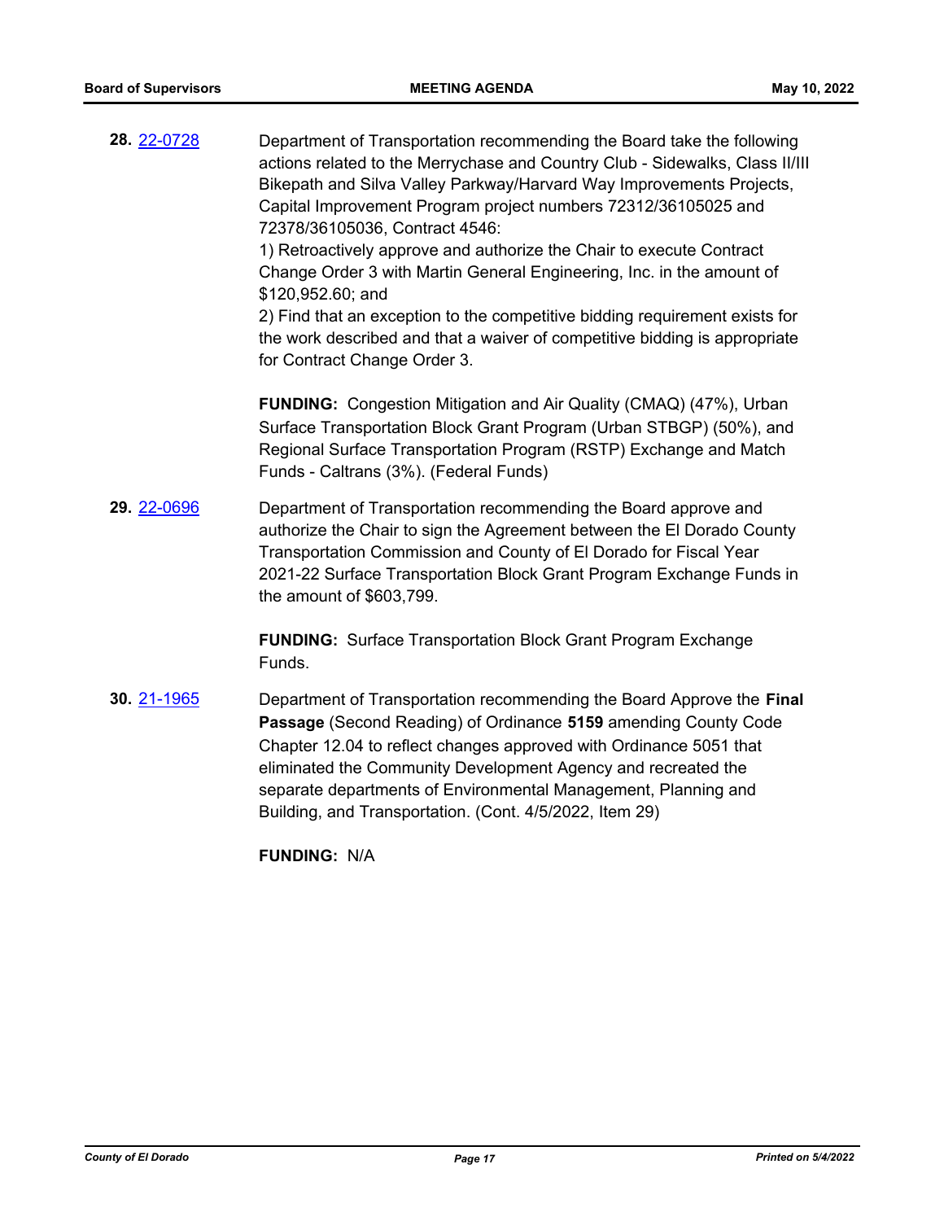**28.** 22-0728

Department of Transportation recommending the Board take the following actions related to the Merrychase and Country Club - Sidewalks, Class II/III Bikepath and Silva Valley Parkway/Harvard Way Improvements Projects, Capital Improvement Program project numbers 72312/36105025 and 72378/36105036, Contract 4546:
1) Retroactively approve and authorize the Chair to execute Contract Change Order 3 with Martin General Engineering, Inc. in the amount of $120,952.60; and
2) Find that an exception to the competitive bidding requirement exists for the work described and that a waiver of competitive bidding is appropriate for Contract Change Order 3.

**FUNDING:** Congestion Mitigation and Air Quality (CMAQ) (47%), Urban Surface Transportation Block Grant Program (Urban STBGP) (50%), and Regional Surface Transportation Program (RSTP) Exchange and Match Funds - Caltrans (3%). (Federal Funds)

**29.** 22-0696

Department of Transportation recommending the Board approve and authorize the Chair to sign the Agreement between the El Dorado County Transportation Commission and County of El Dorado for Fiscal Year 2021-22 Surface Transportation Block Grant Program Exchange Funds in the amount of $603,799.

**FUNDING:** Surface Transportation Block Grant Program Exchange Funds.

**30.** 21-1965

Department of Transportation recommending the Board Approve the **Final Passage** (Second Reading) of Ordinance **5159** amending County Code Chapter 12.04 to reflect changes approved with Ordinance 5051 that eliminated the Community Development Agency and recreated the separate departments of Environmental Management, Planning and Building, and Transportation. (Cont. 4/5/2022, Item 29)

**FUNDING:** N/A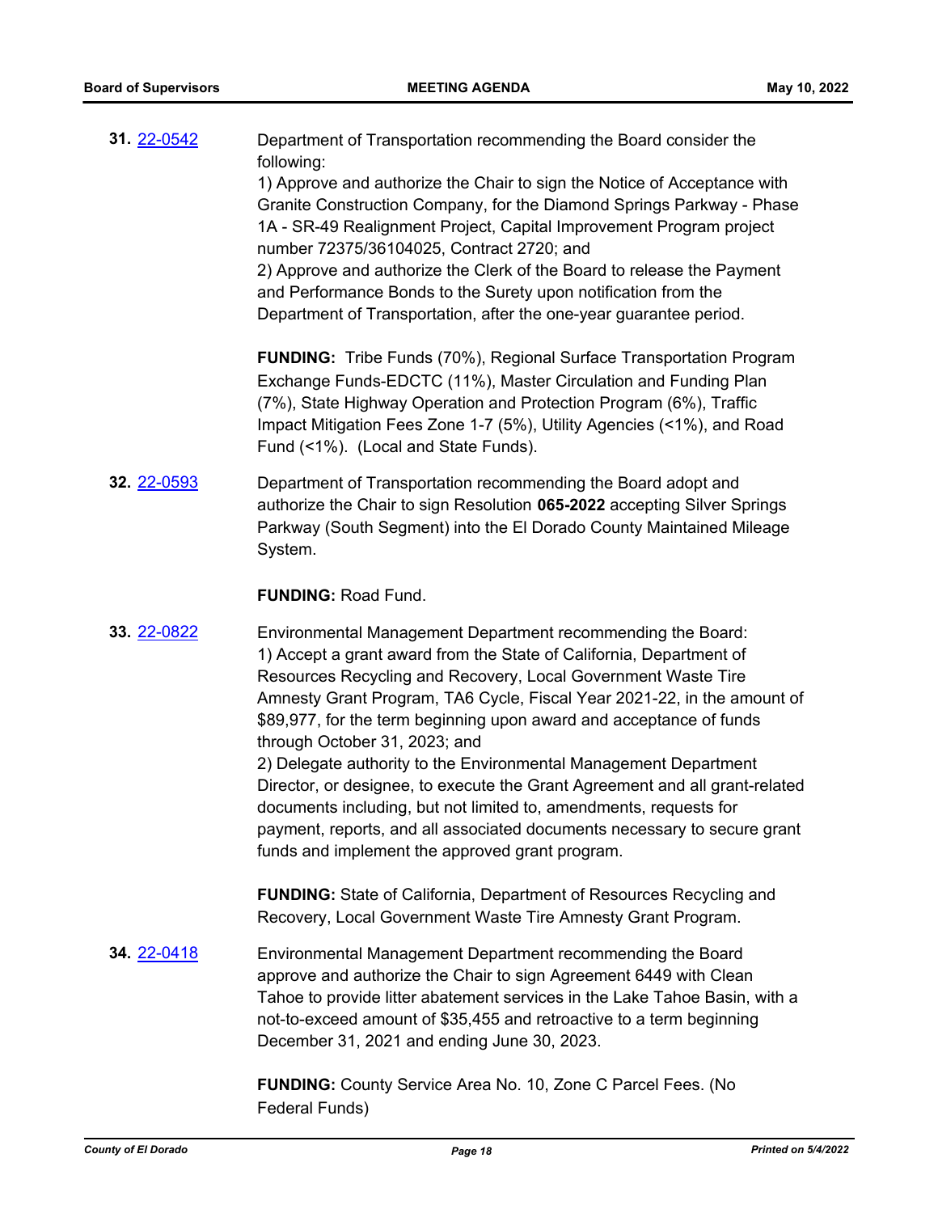**31.** 22-0542 Department of Transportation recommending the Board consider the following:

1) Approve and authorize the Chair to sign the Notice of Acceptance with Granite Construction Company, for the Diamond Springs Parkway - Phase 1A - SR-49 Realignment Project, Capital Improvement Program project number 72375/36104025, Contract 2720; and
2) Approve and authorize the Clerk of the Board to release the Payment and Performance Bonds to the Surety upon notification from the Department of Transportation, after the one-year guarantee period.

**FUNDING:** Tribe Funds (70%), Regional Surface Transportation Program Exchange Funds-EDCTC (11%), Master Circulation and Funding Plan (7%), State Highway Operation and Protection Program (6%), Traffic Impact Mitigation Fees Zone 1-7 (5%), Utility Agencies (<1%), and Road Fund (<1%). (Local and State Funds).

**32.** 22-0593 Department of Transportation recommending the Board adopt and authorize the Chair to sign Resolution **065-2022** accepting Silver Springs Parkway (South Segment) into the El Dorado County Maintained Mileage System.

**FUNDING:** Road Fund.

**33.** 22-0822 Environmental Management Department recommending the Board:

1) Accept a grant award from the State of California, Department of Resources Recycling and Recovery, Local Government Waste Tire Amnesty Grant Program, TA6 Cycle, Fiscal Year 2021-22, in the amount of $89,977, for the term beginning upon award and acceptance of funds through October 31, 2023; and
2) Delegate authority to the Environmental Management Department Director, or designee, to execute the Grant Agreement and all grant-related documents including, but not limited to, amendments, requests for payment, reports, and all associated documents necessary to secure grant funds and implement the approved grant program.

**FUNDING:** State of California, Department of Resources Recycling and Recovery, Local Government Waste Tire Amnesty Grant Program.

**34.** 22-0418 Environmental Management Department recommending the Board approve and authorize the Chair to sign Agreement 6449 with Clean Tahoe to provide litter abatement services in the Lake Tahoe Basin, with a not-to-exceed amount of $35,455 and retroactive to a term beginning December 31, 2021 and ending June 30, 2023.

**FUNDING:** County Service Area No. 10, Zone C Parcel Fees. (No Federal Funds)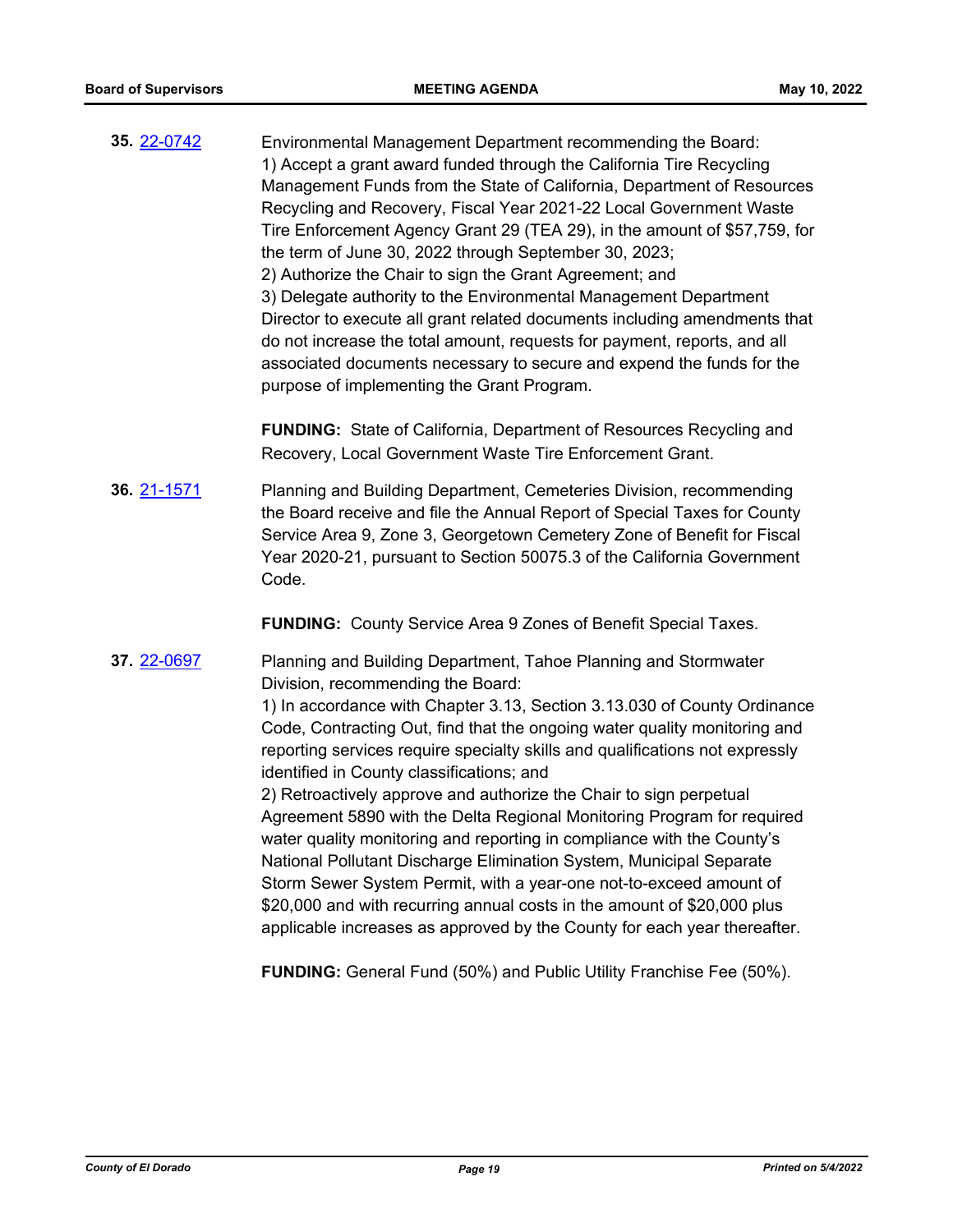**35.** [22-0742](22-0742)

Environmental Management Department recommending the Board:
1) Accept a grant award funded through the California Tire Recycling Management Funds from the State of California, Department of Resources Recycling and Recovery, Fiscal Year 2021-22 Local Government Waste Tire Enforcement Agency Grant 29 (TEA 29), in the amount of $57,759, for the term of June 30, 2022 through September 30, 2023;
2) Authorize the Chair to sign the Grant Agreement; and
3) Delegate authority to the Environmental Management Department Director to execute all grant related documents including amendments that do not increase the total amount, requests for payment, reports, and all associated documents necessary to secure and expend the funds for the purpose of implementing the Grant Program.

**FUNDING:** State of California, Department of Resources Recycling and Recovery, Local Government Waste Tire Enforcement Grant.

**36.** [21-1571](21-1571)

Planning and Building Department, Cemeteries Division, recommending the Board receive and file the Annual Report of Special Taxes for County Service Area 9, Zone 3, Georgetown Cemetery Zone of Benefit for Fiscal Year 2020-21, pursuant to Section 50075.3 of the California Government Code.

**FUNDING:** County Service Area 9 Zones of Benefit Special Taxes.

**37.** [22-0697](22-0697)

Planning and Building Department, Tahoe Planning and Stormwater Division, recommending the Board:
1) In accordance with Chapter 3.13, Section 3.13.030 of County Ordinance Code, Contracting Out, find that the ongoing water quality monitoring and reporting services require specialty skills and qualifications not expressly identified in County classifications; and
2) Retroactively approve and authorize the Chair to sign perpetual Agreement 5890 with the Delta Regional Monitoring Program for required water quality monitoring and reporting in compliance with the County's National Pollutant Discharge Elimination System, Municipal Separate Storm Sewer System Permit, with a year-one not-to-exceed amount of $20,000 and with recurring annual costs in the amount of $20,000 plus applicable increases as approved by the County for each year thereafter.

**FUNDING:** General Fund (50%) and Public Utility Franchise Fee (50%).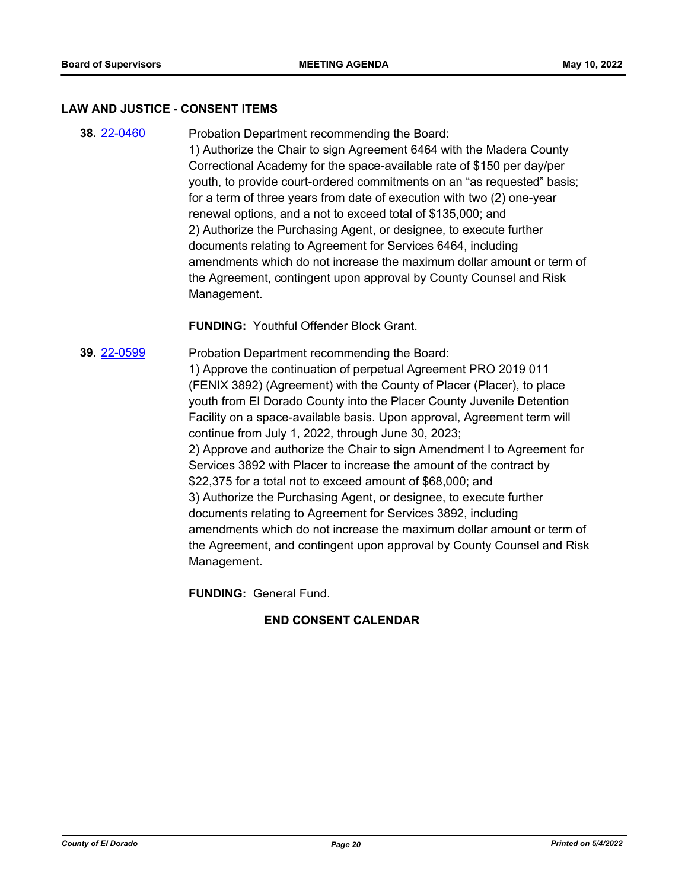## LAW AND JUSTICE - CONSENT ITEMS

**38.** [22-0460](22-0460) Probation Department recommending the Board:

1) Authorize the Chair to sign Agreement 6464 with the Madera County Correctional Academy for the space-available rate of $150 per day/per youth, to provide court-ordered commitments on an "as requested" basis; for a term of three years from date of execution with two (2) one-year renewal options, and a not to exceed total of $135,000; and
2) Authorize the Purchasing Agent, or designee, to execute further documents relating to Agreement for Services 6464, including amendments which do not increase the maximum dollar amount or term of the Agreement, contingent upon approval by County Counsel and Risk Management.

**FUNDING:** Youthful Offender Block Grant.

**39.** [22-0599](22-0599) Probation Department recommending the Board:

1) Approve the continuation of perpetual Agreement PRO 2019 011 (FENIX 3892) (Agreement) with the County of Placer (Placer), to place youth from El Dorado County into the Placer County Juvenile Detention Facility on a space-available basis. Upon approval, Agreement term will continue from July 1, 2022, through June 30, 2023;
2) Approve and authorize the Chair to sign Amendment I to Agreement for Services 3892 with Placer to increase the amount of the contract by $22,375 for a total not to exceed amount of $68,000; and
3) Authorize the Purchasing Agent, or designee, to execute further documents relating to Agreement for Services 3892, including amendments which do not increase the maximum dollar amount or term of the Agreement, and contingent upon approval by County Counsel and Risk Management.

**FUNDING:** General Fund.

**END CONSENT CALENDAR**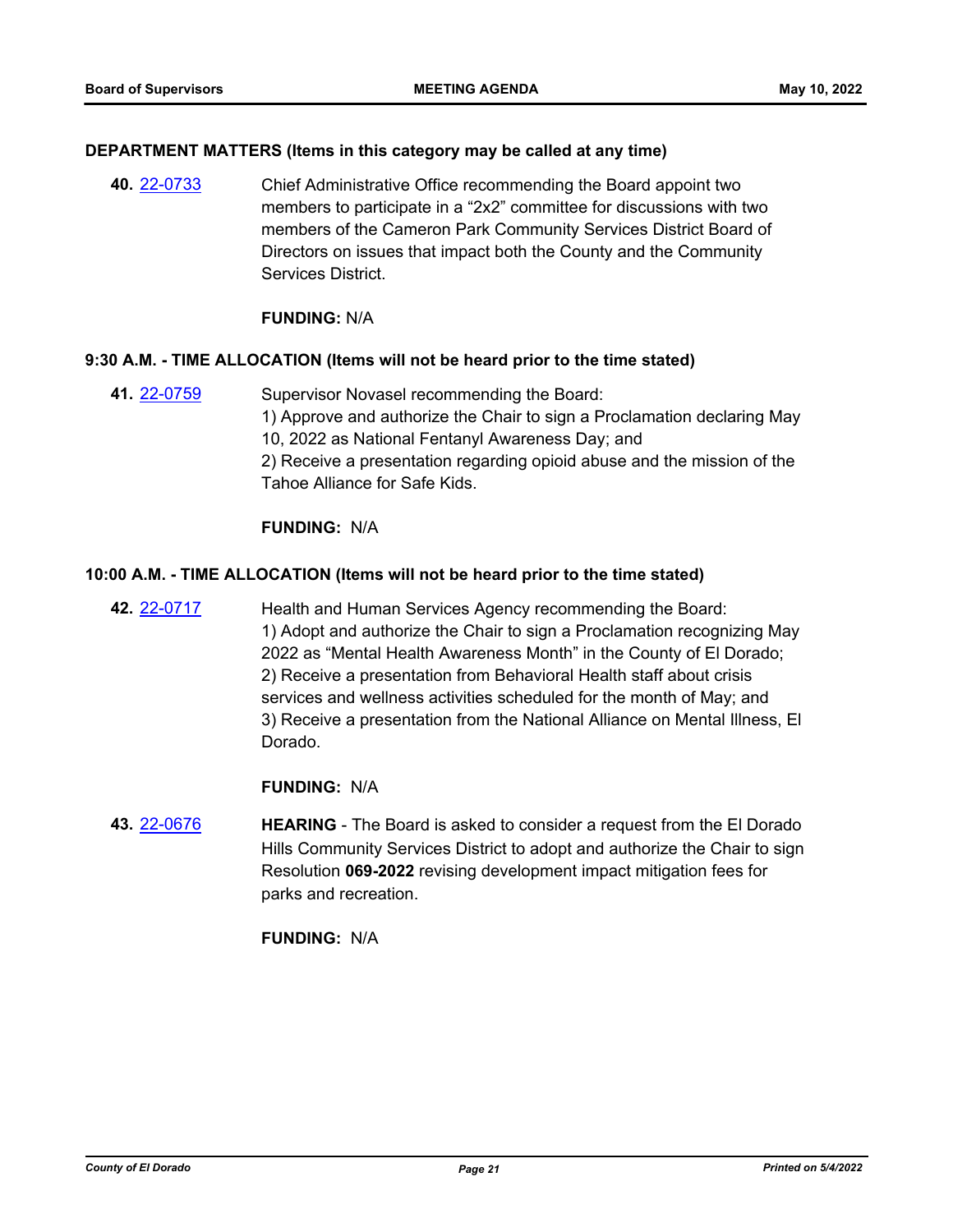### DEPARTMENT MATTERS (Items in this category may be called at any time)

**40.** 22-0733 Chief Administrative Office recommending the Board appoint two members to participate in a “2x2” committee for discussions with two members of the Cameron Park Community Services District Board of Directors on issues that impact both the County and the Community Services District.

**FUNDING:** N/A

### 9:30 A.M. - TIME ALLOCATION (Items will not be heard prior to the time stated)

**41.** 22-0759 Supervisor Novasel recommending the Board:
1) Approve and authorize the Chair to sign a Proclamation declaring May 10, 2022 as National Fentanyl Awareness Day; and
2) Receive a presentation regarding opioid abuse and the mission of the Tahoe Alliance for Safe Kids.

**FUNDING:** N/A

### 10:00 A.M. - TIME ALLOCATION (Items will not be heard prior to the time stated)

**42.** 22-0717 Health and Human Services Agency recommending the Board:
1) Adopt and authorize the Chair to sign a Proclamation recognizing May 2022 as “Mental Health Awareness Month” in the County of El Dorado;
2) Receive a presentation from Behavioral Health staff about crisis services and wellness activities scheduled for the month of May; and
3) Receive a presentation from the National Alliance on Mental Illness, El Dorado.

**FUNDING:** N/A

**43.** 22-0676 **HEARING** - The Board is asked to consider a request from the El Dorado Hills Community Services District to adopt and authorize the Chair to sign Resolution **069-2022** revising development impact mitigation fees for parks and recreation.

**FUNDING:** N/A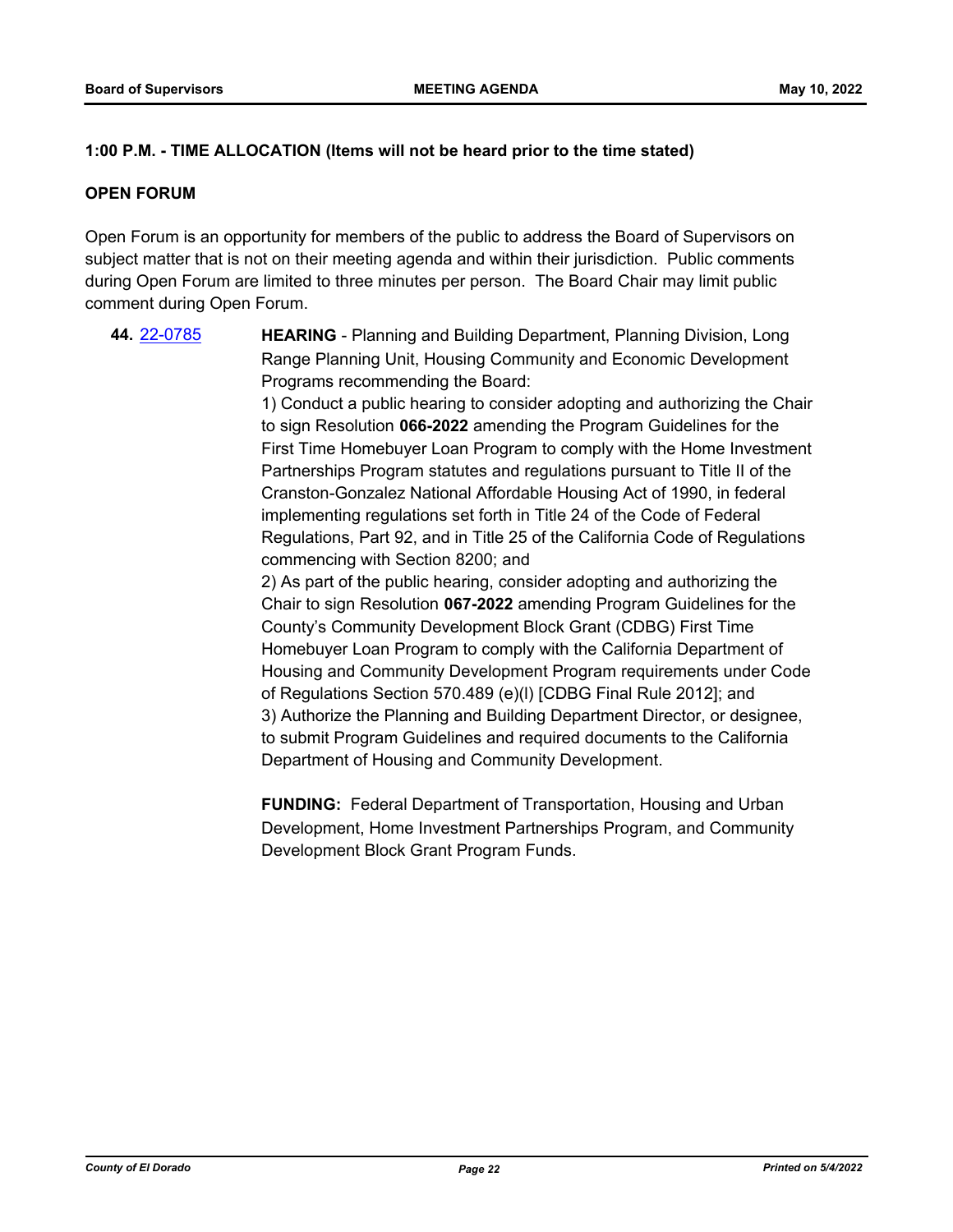**1:00 P.M. - TIME ALLOCATION (Items will not be heard prior to the time stated)**

**OPEN FORUM**

Open Forum is an opportunity for members of the public to address the Board of Supervisors on subject matter that is not on their meeting agenda and within their jurisdiction. Public comments during Open Forum are limited to three minutes per person. The Board Chair may limit public comment during Open Forum.

**44.** [22-0785] **HEARING** - Planning and Building Department, Planning Division, Long Range Planning Unit, Housing Community and Economic Development Programs recommending the Board:

1) Conduct a public hearing to consider adopting and authorizing the Chair to sign Resolution **066-2022** amending the Program Guidelines for the First Time Homebuyer Loan Program to comply with the Home Investment Partnerships Program statutes and regulations pursuant to Title II of the Cranston-Gonzalez National Affordable Housing Act of 1990, in federal implementing regulations set forth in Title 24 of the Code of Federal Regulations, Part 92, and in Title 25 of the California Code of Regulations commencing with Section 8200; and

2) As part of the public hearing, consider adopting and authorizing the Chair to sign Resolution **067-2022** amending Program Guidelines for the County's Community Development Block Grant (CDBG) First Time Homebuyer Loan Program to comply with the California Department of Housing and Community Development Program requirements under Code of Regulations Section 570.489 (e)(l) [CDBG Final Rule 2012]; and

3) Authorize the Planning and Building Department Director, or designee, to submit Program Guidelines and required documents to the California Department of Housing and Community Development.

**FUNDING:** Federal Department of Transportation, Housing and Urban Development, Home Investment Partnerships Program, and Community Development Block Grant Program Funds.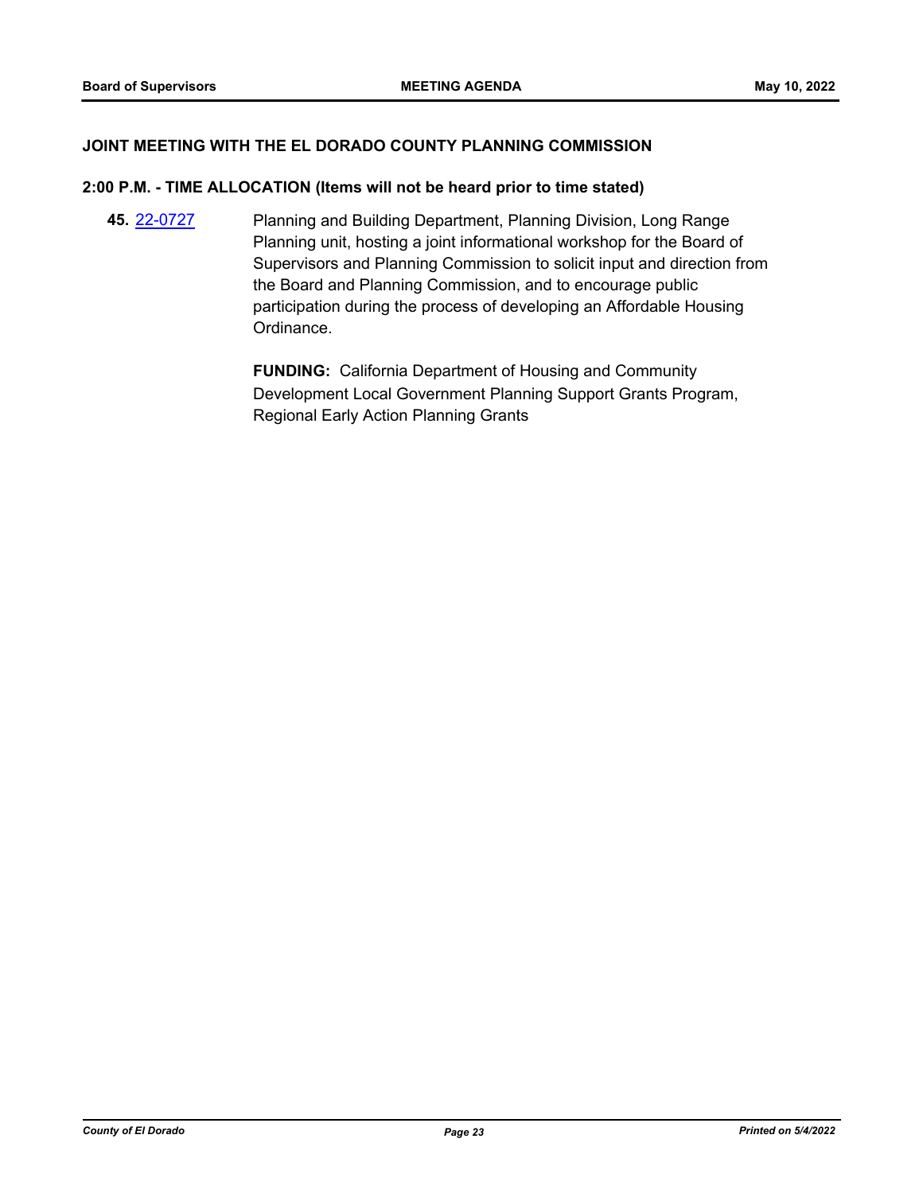## JOINT MEETING WITH THE EL DORADO COUNTY PLANNING COMMISSION

### 2:00 P.M. - TIME ALLOCATION (Items will not be heard prior to time stated)

**45.** 22-0727 Planning and Building Department, Planning Division, Long Range Planning unit, hosting a joint informational workshop for the Board of Supervisors and Planning Commission to solicit input and direction from the Board and Planning Commission, and to encourage public participation during the process of developing an Affordable Housing Ordinance.

**FUNDING:** California Department of Housing and Community Development Local Government Planning Support Grants Program, Regional Early Action Planning Grants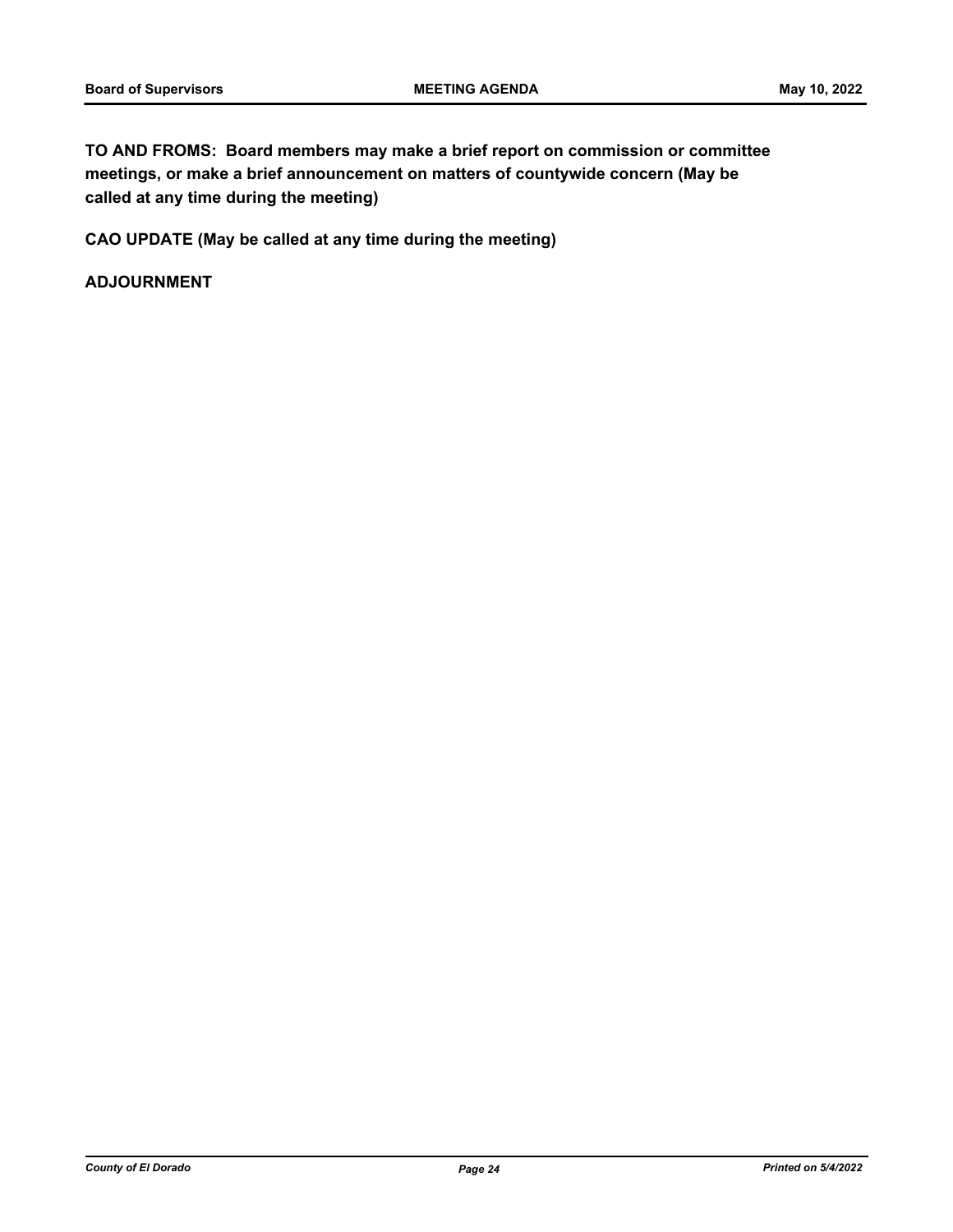**TO AND FROMS: Board members may make a brief report on commission or committee meetings, or make a brief announcement on matters of countywide concern (May be called at any time during the meeting)**

**CAO UPDATE (May be called at any time during the meeting)**

**ADJOURNMENT**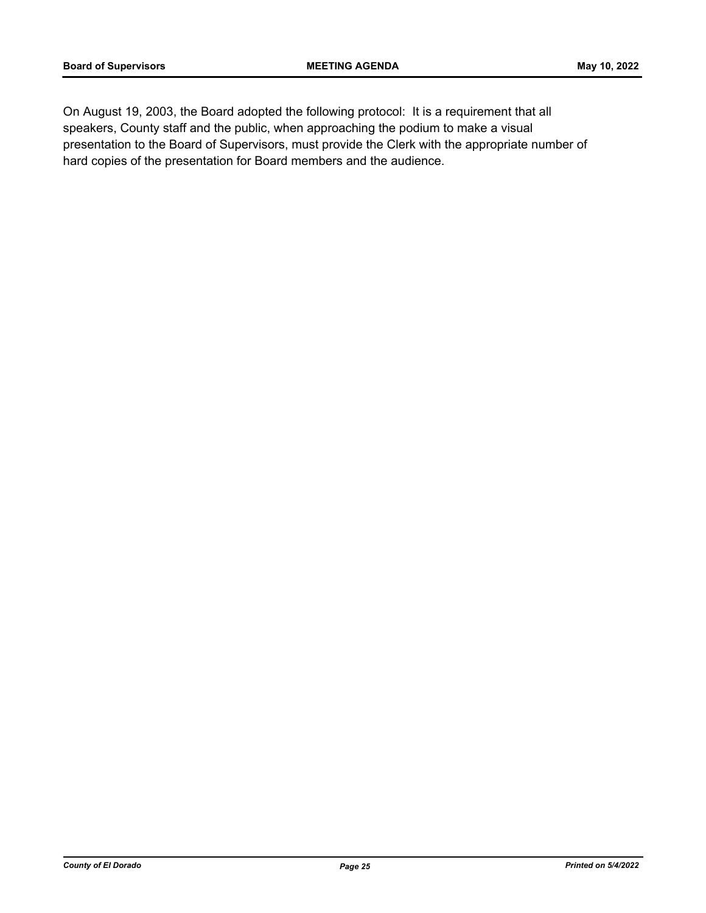On August 19, 2003, the Board adopted the following protocol: It is a requirement that all speakers, County staff and the public, when approaching the podium to make a visual presentation to the Board of Supervisors, must provide the Clerk with the appropriate number of hard copies of the presentation for Board members and the audience.